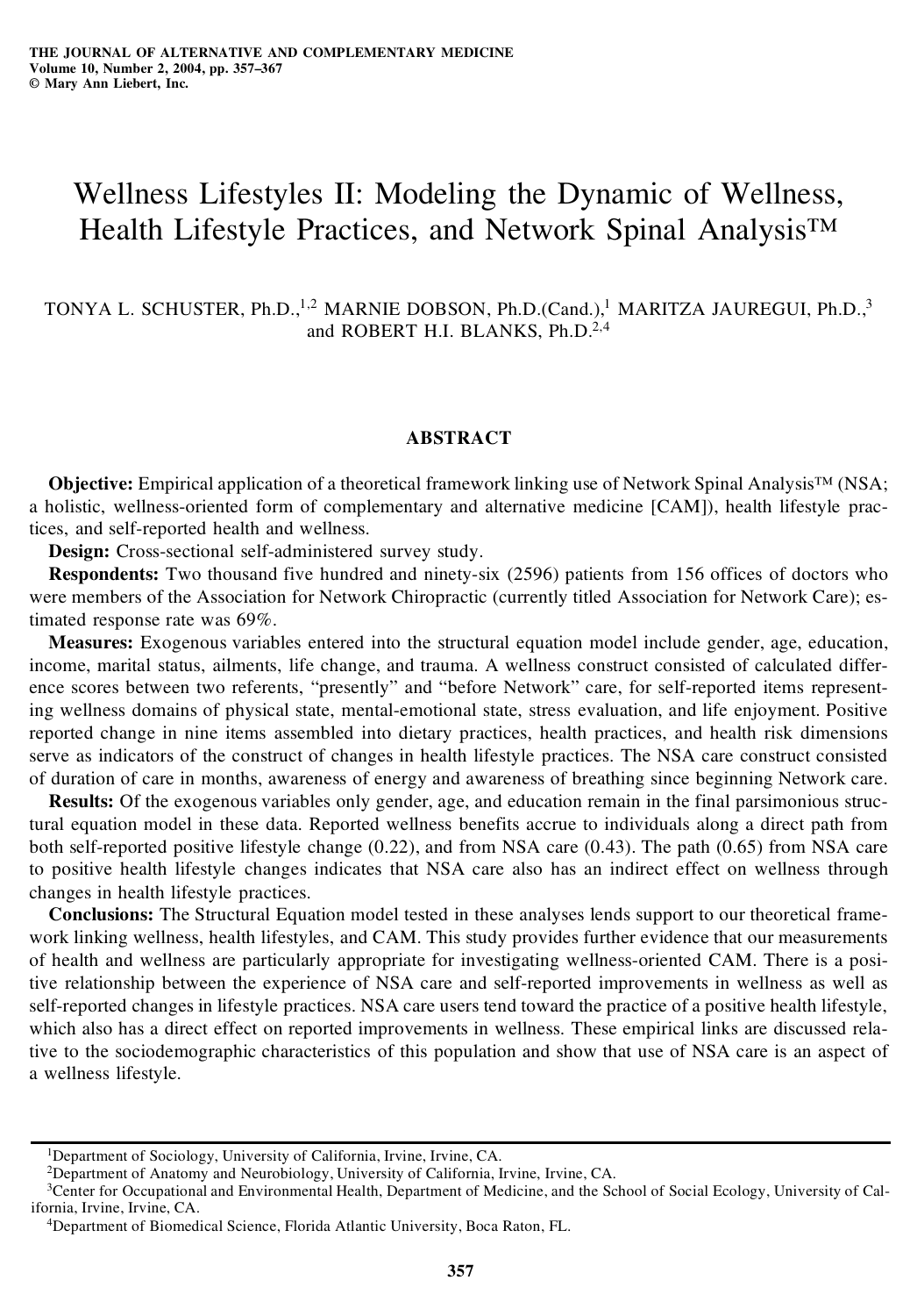# Wellness Lifestyles II: Modeling the Dynamic of Wellness, Health Lifestyle Practices, and Network Spinal Analysis™

TONYA L. SCHUSTER, Ph.D.,[1,2] MARNIE DOBSON, Ph.D.(Cand.),[1] MARITZA JAUREGUI, Ph.D.,[3] and ROBERT H.I. BLANKS, Ph.D.[2,4]

## ABSTRACT

**Objective:** Empirical application of a theoretical framework linking use of Network Spinal Analysis™ (NSA; a holistic, wellness-oriented form of complementary and alternative medicine [CAM]), health lifestyle practices, and self-reported health and wellness.

**Design:** Cross-sectional self-administered survey study.

**Respondents:** Two thousand five hundred and ninety-six (2596) patients from 156 offices of doctors who were members of the Association for Network Chiropractic (currently titled Association for Network Care); estimated response rate was 69%.

**Measures:** Exogenous variables entered into the structural equation model include gender, age, education, income, marital status, ailments, life change, and trauma. A wellness construct consisted of calculated difference scores between two referents, "presently" and "before Network" care, for self-reported items representing wellness domains of physical state, mental-emotional state, stress evaluation, and life enjoyment. Positive reported change in nine items assembled into dietary practices, health practices, and health risk dimensions serve as indicators of the construct of changes in health lifestyle practices. The NSA care construct consisted of duration of care in months, awareness of energy and awareness of breathing since beginning Network care.

**Results:** Of the exogenous variables only gender, age, and education remain in the final parsimonious structural equation model in these data. Reported wellness benefits accrue to individuals along a direct path from both self-reported positive lifestyle change (0.22), and from NSA care (0.43). The path (0.65) from NSA care to positive health lifestyle changes indicates that NSA care also has an indirect effect on wellness through changes in health lifestyle practices.

**Conclusions:** The Structural Equation model tested in these analyses lends support to our theoretical framework linking wellness, health lifestyles, and CAM. This study provides further evidence that our measurements of health and wellness are particularly appropriate for investigating wellness-oriented CAM. There is a positive relationship between the experience of NSA care and self-reported improvements in wellness as well as self-reported changes in lifestyle practices. NSA care users tend toward the practice of a positive health lifestyle, which also has a direct effect on reported improvements in wellness. These empirical links are discussed relative to the sociodemographic characteristics of this population and show that use of NSA care is an aspect of a wellness lifestyle.

---

[1]Department of Sociology, University of California, Irvine, Irvine, CA.

[2]Department of Anatomy and Neurobiology, University of California, Irvine, Irvine, CA.

[3]Center for Occupational and Environmental Health, Department of Medicine, and the School of Social Ecology, University of California, Irvine, Irvine, CA.

[4]Department of Biomedical Science, Florida Atlantic University, Boca Raton, FL.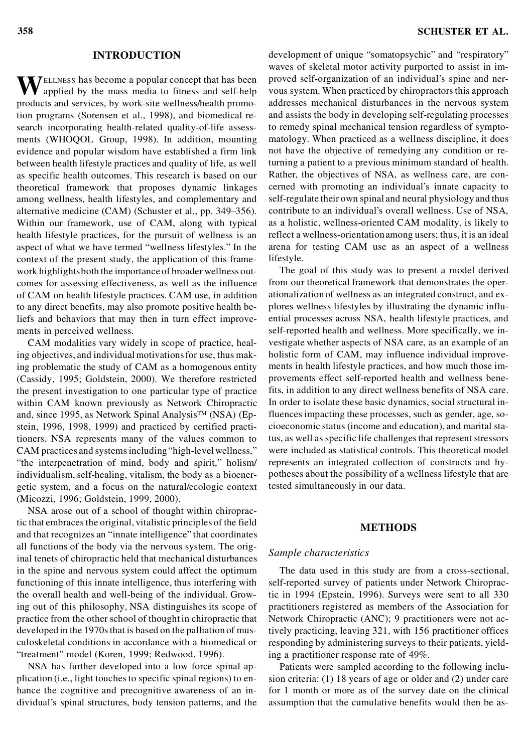## INTRODUCTION

Wellness has become a popular concept that has been applied by the mass media to fitness and self-help products and services, by work-site wellness/health promotion programs (Sorensen et al., 1998), and biomedical research incorporating health-related quality-of-life assessments (WHOQOL Group, 1998). In addition, mounting evidence and popular wisdom have established a firm link between health lifestyle practices and quality of life, as well as specific health outcomes. This research is based on our theoretical framework that proposes dynamic linkages among wellness, health lifestyles, and complementary and alternative medicine (CAM) (Schuster et al., pp. 349–356). Within our framework, use of CAM, along with typical health lifestyle practices, for the pursuit of wellness is an aspect of what we have termed "wellness lifestyles." In the context of the present study, the application of this framework highlights both the importance of broader wellness outcomes for assessing effectiveness, as well as the influence of CAM on health lifestyle practices. CAM use, in addition to any direct benefits, may also promote positive health beliefs and behaviors that may then in turn effect improvements in perceived wellness.

CAM modalities vary widely in scope of practice, healing objectives, and individual motivations for use, thus making problematic the study of CAM as a homogenous entity (Cassidy, 1995; Goldstein, 2000). We therefore restricted the present investigation to one particular type of practice within CAM known previously as Network Chiropractic and, since 1995, as Network Spinal Analysis™ (NSA) (Epstein, 1996, 1998, 1999) and practiced by certified practitioners. NSA represents many of the values common to CAM practices and systems including "high-level wellness," "the interpenetration of mind, body and spirit," holism/individualism, self-healing, vitalism, the body as a bioenergetic system, and a focus on the natural/ecologic context (Micozzi, 1996; Goldstein, 1999, 2000).

NSA arose out of a school of thought within chiropractic that embraces the original, vitalistic principles of the field and that recognizes an "innate intelligence" that coordinates all functions of the body via the nervous system. The original tenets of chiropractic held that mechanical disturbances in the spine and nervous system could affect the optimum functioning of this innate intelligence, thus interfering with the overall health and well-being of the individual. Growing out of this philosophy, NSA distinguishes its scope of practice from the other school of thought in chiropractic that developed in the 1970s that is based on the palliation of musculoskeletal conditions in accordance with a biomedical or "treatment" model (Koren, 1999; Redwood, 1996).

NSA has further developed into a low force spinal application (i.e., light touches to specific spinal regions) to enhance the cognitive and precognitive awareness of an individual's spinal structures, body tension patterns, and the development of unique "somatopsychic" and "respiratory" waves of skeletal motor activity purported to assist in improved self-organization of an individual's spine and nervous system. When practiced by chiropractors this approach addresses mechanical disturbances in the nervous system and assists the body in developing self-regulating processes to remedy spinal mechanical tension regardless of symptomatology. When practiced as a wellness discipline, it does not have the objective of remedying any condition or returning a patient to a previous minimum standard of health. Rather, the objectives of NSA, as wellness care, are concerned with promoting an individual's innate capacity to self-regulate their own spinal and neural physiology and thus contribute to an individual's overall wellness. Use of NSA, as a holistic, wellness-oriented CAM modality, is likely to reflect a wellness-orientation among users; thus, it is an ideal arena for testing CAM use as an aspect of a wellness lifestyle.

The goal of this study was to present a model derived from our theoretical framework that demonstrates the operationalization of wellness as an integrated construct, and explores wellness lifestyles by illustrating the dynamic influential processes across NSA, health lifestyle practices, and self-reported health and wellness. More specifically, we investigate whether aspects of NSA care, as an example of an holistic form of CAM, may influence individual improvements in health lifestyle practices, and how much those improvements effect self-reported health and wellness benefits, in addition to any direct wellness benefits of NSA care. In order to isolate these basic dynamics, social structural influences impacting these processes, such as gender, age, socioeconomic status (income and education), and marital status, as well as specific life challenges that represent stressors were included as statistical controls. This theoretical model represents an integrated collection of constructs and hypotheses about the possibility of a wellness lifestyle that are tested simultaneously in our data.

## METHODS

### *Sample characteristics*

The data used in this study are from a cross-sectional, self-reported survey of patients under Network Chiropractic in 1994 (Epstein, 1996). Surveys were sent to all 330 practitioners registered as members of the Association for Network Chiropractic (ANC); 9 practitioners were not actively practicing, leaving 321, with 156 practitioner offices responding by administering surveys to their patients, yielding a practitioner response rate of 49%.

Patients were sampled according to the following inclusion criteria: (1) 18 years of age or older and (2) under care for 1 month or more as of the survey date on the clinical assumption that the cumulative benefits would then be as-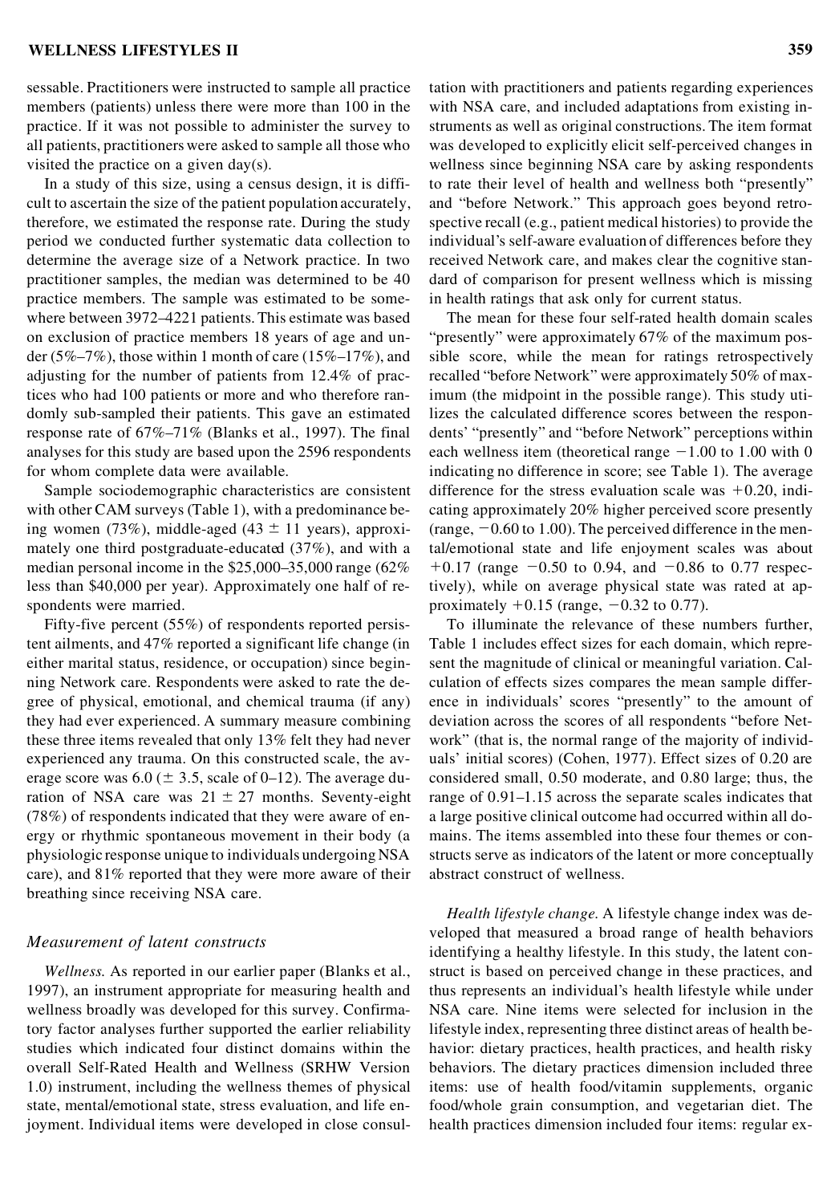sessable. Practitioners were instructed to sample all practice members (patients) unless there were more than 100 in the practice. If it was not possible to administer the survey to all patients, practitioners were asked to sample all those who visited the practice on a given day(s).

In a study of this size, using a census design, it is difficult to ascertain the size of the patient population accurately, therefore, we estimated the response rate. During the study period we conducted further systematic data collection to determine the average size of a Network practice. In two practitioner samples, the median was determined to be 40 practice members. The sample was estimated to be somewhere between 3972–4221 patients. This estimate was based on exclusion of practice members 18 years of age and under (5%–7%), those within 1 month of care (15%–17%), and adjusting for the number of patients from 12.4% of practices who had 100 patients or more and who therefore randomly sub-sampled their patients. This gave an estimated response rate of 67%–71% (Blanks et al., 1997). The final analyses for this study are based upon the 2596 respondents for whom complete data were available.

Sample sociodemographic characteristics are consistent with other CAM surveys (Table 1), with a predominance being women (73%), middle-aged (43 ± 11 years), approximately one third postgraduate-educated (37%), and with a median personal income in the \$25,000–35,000 range (62% less than \$40,000 per year). Approximately one half of respondents were married.

Fifty-five percent (55%) of respondents reported persistent ailments, and 47% reported a significant life change (in either marital status, residence, or occupation) since beginning Network care. Respondents were asked to rate the degree of physical, emotional, and chemical trauma (if any) they had ever experienced. A summary measure combining these three items revealed that only 13% felt they had never experienced any trauma. On this constructed scale, the average score was 6.0 (± 3.5, scale of 0–12). The average duration of NSA care was 21 ± 27 months. Seventy-eight (78%) of respondents indicated that they were aware of energy or rhythmic spontaneous movement in their body (a physiologic response unique to individuals undergoing NSA care), and 81% reported that they were more aware of their breathing since receiving NSA care.

## *Measurement of latent constructs*

*Wellness.* As reported in our earlier paper (Blanks et al., 1997), an instrument appropriate for measuring health and wellness broadly was developed for this survey. Confirmatory factor analyses further supported the earlier reliability studies which indicated four distinct domains within the overall Self-Rated Health and Wellness (SRHW Version 1.0) instrument, including the wellness themes of physical state, mental/emotional state, stress evaluation, and life enjoyment. Individual items were developed in close consultation with practitioners and patients regarding experiences with NSA care, and included adaptations from existing instruments as well as original constructions. The item format was developed to explicitly elicit self-perceived changes in wellness since beginning NSA care by asking respondents to rate their level of health and wellness both "presently" and "before Network." This approach goes beyond retrospective recall (e.g., patient medical histories) to provide the individual's self-aware evaluation of differences before they received Network care, and makes clear the cognitive standard of comparison for present wellness which is missing in health ratings that ask only for current status.

The mean for these four self-rated health domain scales "presently" were approximately 67% of the maximum possible score, while the mean for ratings retrospectively recalled "before Network" were approximately 50% of maximum (the midpoint in the possible range). This study utilizes the calculated difference scores between the respondents' "presently" and "before Network" perceptions within each wellness item (theoretical range $-1.00$ to 1.00 with 0 indicating no difference in score; see Table 1). The average difference for the stress evaluation scale was $+0.20$, indicating approximately 20% higher perceived score presently (range, $-0.60$ to 1.00). The perceived difference in the mental/emotional state and life enjoyment scales was about $+0.17$ (range $-0.50$ to 0.94, and $-0.86$ to 0.77 respectively), while on average physical state was rated at approximately $+0.15$ (range, $-0.32$ to 0.77).

To illuminate the relevance of these numbers further, Table 1 includes effect sizes for each domain, which represent the magnitude of clinical or meaningful variation. Calculation of effects sizes compares the mean sample difference in individuals' scores "presently" to the amount of deviation across the scores of all respondents "before Network" (that is, the normal range of the majority of individuals' initial scores) (Cohen, 1977). Effect sizes of 0.20 are considered small, 0.50 moderate, and 0.80 large; thus, the range of 0.91–1.15 across the separate scales indicates that a large positive clinical outcome had occurred within all domains. The items assembled into these four themes or constructs serve as indicators of the latent or more conceptually abstract construct of wellness.

*Health lifestyle change.* A lifestyle change index was developed that measured a broad range of health behaviors identifying a healthy lifestyle. In this study, the latent construct is based on perceived change in these practices, and thus represents an individual's health lifestyle while under NSA care. Nine items were selected for inclusion in the lifestyle index, representing three distinct areas of health behavior: dietary practices, health practices, and health risky behaviors. The dietary practices dimension included three items: use of health food/vitamin supplements, organic food/whole grain consumption, and vegetarian diet. The health practices dimension included four items: regular ex-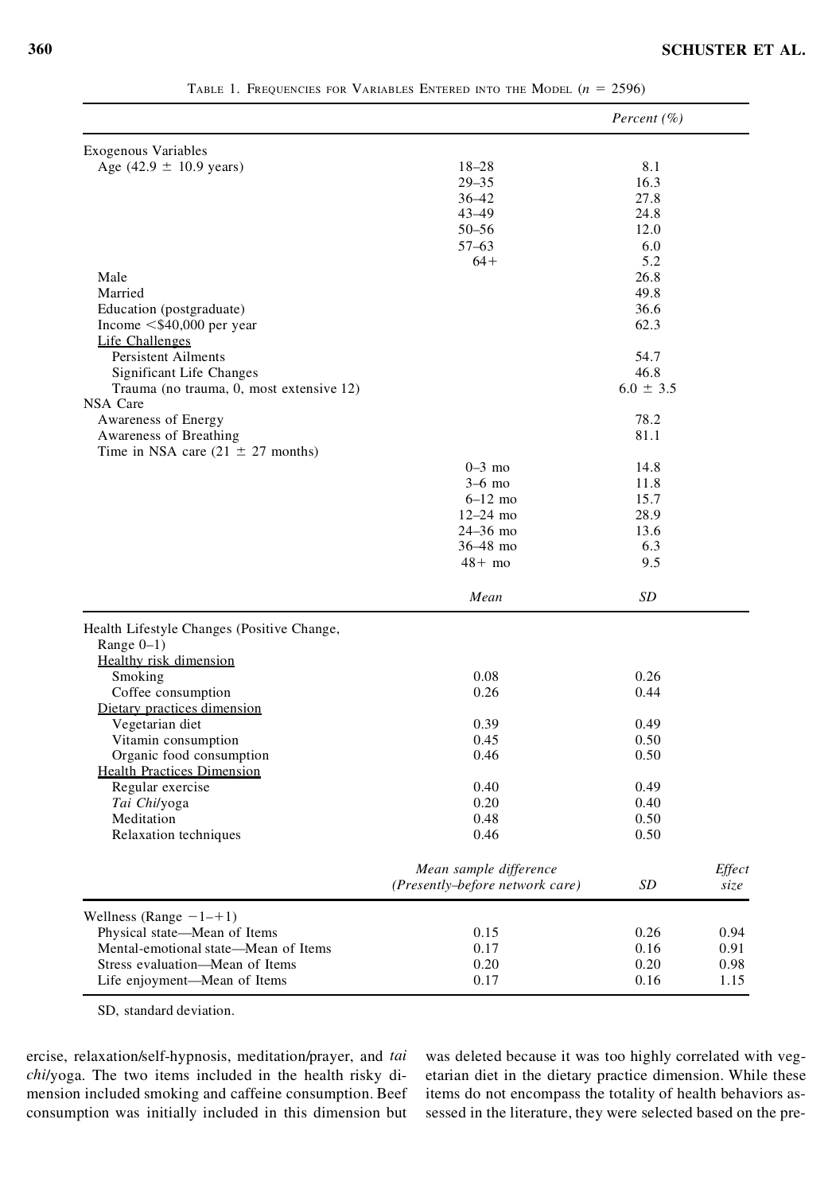Table 1. Frequencies for Variables Entered into the Model ($n$ = 2596)

| | | *Percent (%)* | |
|---|---|---|---|
| Exogenous Variables | | | |
| Age (42.9 ± 10.9 years) | 18–28 | 8.1 | |
| | 29–35 | 16.3 | |
| | 36–42 | 27.8 | |
| | 43–49 | 24.8 | |
| | 50–56 | 12.0 | |
| | 57–63 | 6.0 | |
| | 64+ | 5.2 | |
| Male | | 26.8 | |
| Married | | 49.8 | |
| Education (postgraduate) | | 36.6 | |
| Income <$40,000 per year | | 62.3 | |
| Life Challenges | | | |
| Persistent Ailments | | 54.7 | |
| Significant Life Changes | | 46.8 | |
| Trauma (no trauma, 0, most extensive 12) | | 6.0 ± 3.5 | |
| NSA Care | | | |
| Awareness of Energy | | 78.2 | |
| Awareness of Breathing | | 81.1 | |
| Time in NSA care (21 ± 27 months) | | | |
| | 0–3 mo | 14.8 | |
| | 3–6 mo | 11.8 | |
| | 6–12 mo | 15.7 | |
| | 12–24 mo | 28.9 | |
| | 24–36 mo | 13.6 | |
| | 36–48 mo | 6.3 | |
| | 48+ mo | 9.5 | |
| | *Mean* | *SD* | |
| Health Lifestyle Changes (Positive Change, Range 0–1) | | | |
| Healthy risk dimension | | | |
| Smoking | 0.08 | 0.26 | |
| Coffee consumption | 0.26 | 0.44 | |
| Dietary practices dimension | | | |
| Vegetarian diet | 0.39 | 0.49 | |
| Vitamin consumption | 0.45 | 0.50 | |
| Organic food consumption | 0.46 | 0.50 | |
| Health Practices Dimension | | | |
| Regular exercise | 0.40 | 0.49 | |
| *Tai Chi*/yoga | 0.20 | 0.40 | |
| Meditation | 0.48 | 0.50 | |
| Relaxation techniques | 0.46 | 0.50 | |
| | *Mean sample difference (Presently–before network care)* | *SD* | *Effect size* |
| Wellness (Range −1–+1) | | | |
| Physical state—Mean of Items | 0.15 | 0.26 | 0.94 |
| Mental-emotional state—Mean of Items | 0.17 | 0.16 | 0.91 |
| Stress evaluation—Mean of Items | 0.20 | 0.20 | 0.98 |
| Life enjoyment—Mean of Items | 0.17 | 0.16 | 1.15 |

SD, standard deviation.

ercise, relaxation/self-hypnosis, meditation/prayer, and *tai chi*/yoga. The two items included in the health risky dimension included smoking and caffeine consumption. Beef consumption was initially included in this dimension but was deleted because it was too highly correlated with vegetarian diet in the dietary practice dimension. While these items do not encompass the totality of health behaviors assessed in the literature, they were selected based on the pre-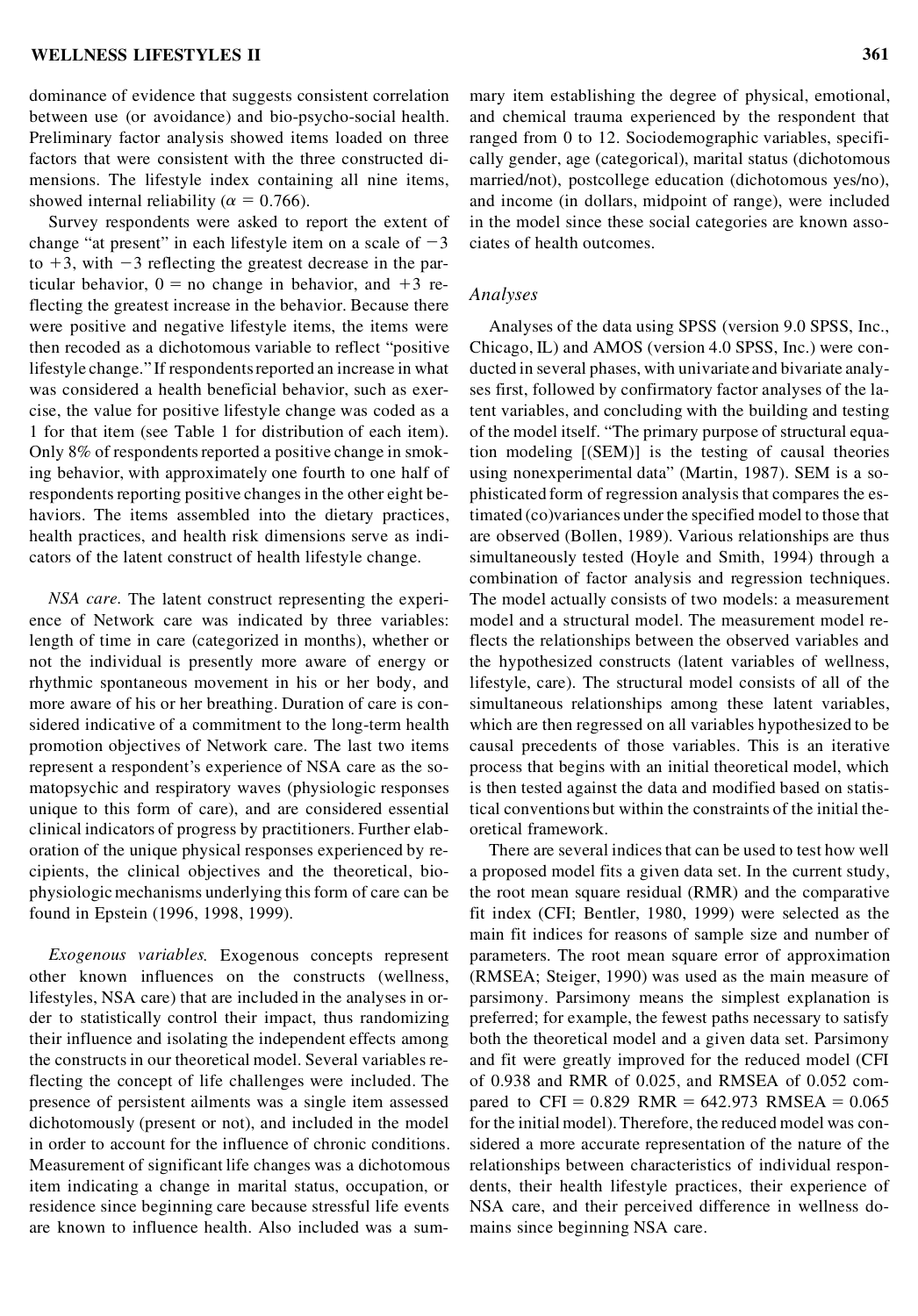dominance of evidence that suggests consistent correlation between use (or avoidance) and bio-psycho-social health. Preliminary factor analysis showed items loaded on three factors that were consistent with the three constructed dimensions. The lifestyle index containing all nine items, showed internal reliability ($\alpha = 0.766$).

Survey respondents were asked to report the extent of change "at present" in each lifestyle item on a scale of $-3$ to $+3$, with $-3$ reflecting the greatest decrease in the particular behavior, $0 =$ no change in behavior, and $+3$ reflecting the greatest increase in the behavior. Because there were positive and negative lifestyle items, the items were then recoded as a dichotomous variable to reflect "positive lifestyle change." If respondents reported an increase in what was considered a health beneficial behavior, such as exercise, the value for positive lifestyle change was coded as a 1 for that item (see Table 1 for distribution of each item). Only 8% of respondents reported a positive change in smoking behavior, with approximately one fourth to one half of respondents reporting positive changes in the other eight behaviors. The items assembled into the dietary practices, health practices, and health risk dimensions serve as indicators of the latent construct of health lifestyle change.

*NSA care.* The latent construct representing the experience of Network care was indicated by three variables: length of time in care (categorized in months), whether or not the individual is presently more aware of energy or rhythmic spontaneous movement in his or her body, and more aware of his or her breathing. Duration of care is considered indicative of a commitment to the long-term health promotion objectives of Network care. The last two items represent a respondent's experience of NSA care as the somatopsychic and respiratory waves (physiologic responses unique to this form of care), and are considered essential clinical indicators of progress by practitioners. Further elaboration of the unique physical responses experienced by recipients, the clinical objectives and the theoretical, biophysiologic mechanisms underlying this form of care can be found in Epstein (1996, 1998, 1999).

*Exogenous variables.* Exogenous concepts represent other known influences on the constructs (wellness, lifestyles, NSA care) that are included in the analyses in order to statistically control their impact, thus randomizing their influence and isolating the independent effects among the constructs in our theoretical model. Several variables reflecting the concept of life challenges were included. The presence of persistent ailments was a single item assessed dichotomously (present or not), and included in the model in order to account for the influence of chronic conditions. Measurement of significant life changes was a dichotomous item indicating a change in marital status, occupation, or residence since beginning care because stressful life events are known to influence health. Also included was a summary item establishing the degree of physical, emotional, and chemical trauma experienced by the respondent that ranged from 0 to 12. Sociodemographic variables, specifically gender, age (categorical), marital status (dichotomous married/not), postcollege education (dichotomous yes/no), and income (in dollars, midpoint of range), were included in the model since these social categories are known associates of health outcomes.

### *Analyses*

Analyses of the data using SPSS (version 9.0 SPSS, Inc., Chicago, IL) and AMOS (version 4.0 SPSS, Inc.) were conducted in several phases, with univariate and bivariate analyses first, followed by confirmatory factor analyses of the latent variables, and concluding with the building and testing of the model itself. "The primary purpose of structural equation modeling [(SEM)] is the testing of causal theories using nonexperimental data" (Martin, 1987). SEM is a sophisticated form of regression analysis that compares the estimated (co)variances under the specified model to those that are observed (Bollen, 1989). Various relationships are thus simultaneously tested (Hoyle and Smith, 1994) through a combination of factor analysis and regression techniques. The model actually consists of two models: a measurement model and a structural model. The measurement model reflects the relationships between the observed variables and the hypothesized constructs (latent variables of wellness, lifestyle, care). The structural model consists of all of the simultaneous relationships among these latent variables, which are then regressed on all variables hypothesized to be causal precedents of those variables. This is an iterative process that begins with an initial theoretical model, which is then tested against the data and modified based on statistical conventions but within the constraints of the initial theoretical framework.

There are several indices that can be used to test how well a proposed model fits a given data set. In the current study, the root mean square residual (RMR) and the comparative fit index (CFI; Bentler, 1980, 1999) were selected as the main fit indices for reasons of sample size and number of parameters. The root mean square error of approximation (RMSEA; Steiger, 1990) was used as the main measure of parsimony. Parsimony means the simplest explanation is preferred; for example, the fewest paths necessary to satisfy both the theoretical model and a given data set. Parsimony and fit were greatly improved for the reduced model (CFI of 0.938 and RMR of 0.025, and RMSEA of 0.052 compared to CFI $= 0.829$ RMR $= 642.973$ RMSEA $= 0.065$ for the initial model). Therefore, the reduced model was considered a more accurate representation of the nature of the relationships between characteristics of individual respondents, their health lifestyle practices, their experience of NSA care, and their perceived difference in wellness domains since beginning NSA care.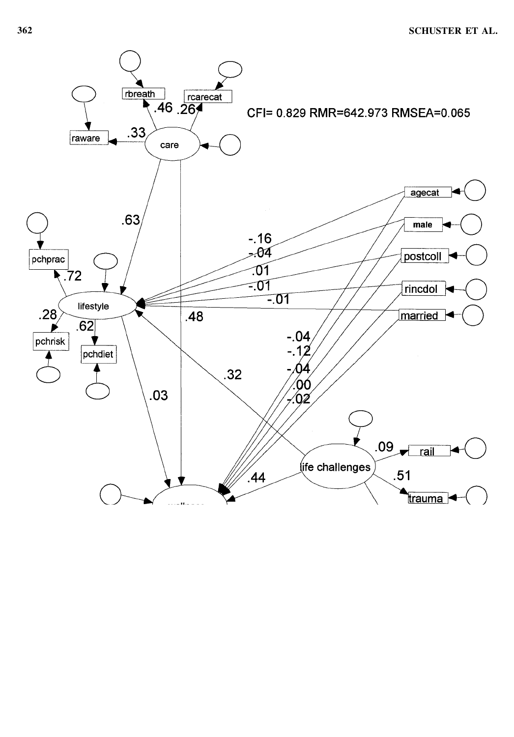CFI= 0.829 RMR=642.973 RMSEA=0.065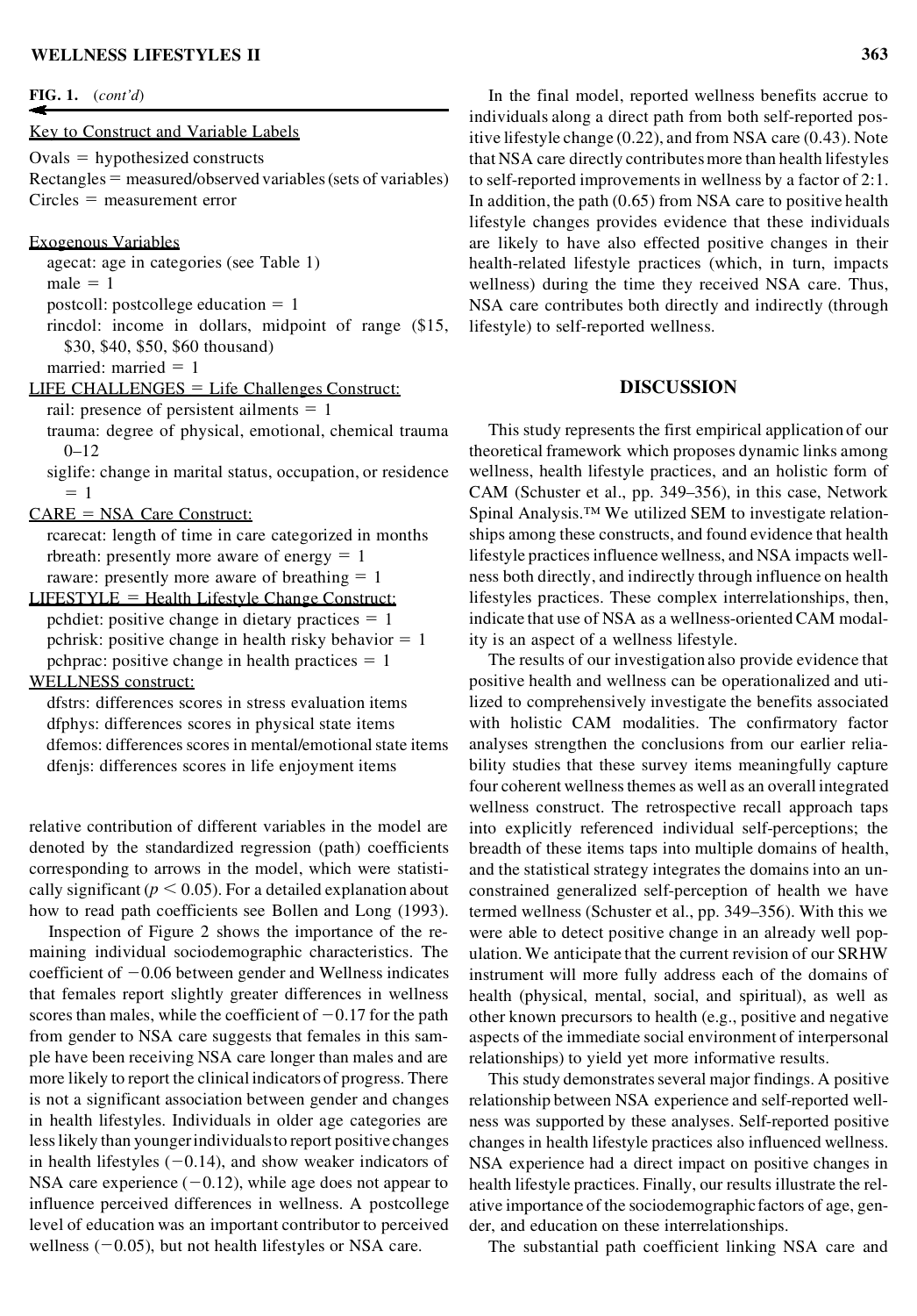**FIG. 1.** (*cont'd*)

Key to Construct and Variable Labels

Ovals = hypothesized constructs
Rectangles = measured/observed variables (sets of variables)
Circles = measurement error

Exogenous Variables

agecat: age in categories (see Table 1)
male = 1
postcoll: postcollege education = 1
rincdol: income in dollars, midpoint of range ($15, $30, $40, $50, $60 thousand)
married: married = 1

LIFE CHALLENGES = Life Challenges Construct:

rail: presence of persistent ailments = 1
trauma: degree of physical, emotional, chemical trauma 0–12
siglife: change in marital status, occupation, or residence = 1

CARE = NSA Care Construct:

rcarecat: length of time in care categorized in months
rbreath: presently more aware of energy = 1
raware: presently more aware of breathing = 1

LIFESTYLE = Health Lifestyle Change Construct:

pchdiet: positive change in dietary practices = 1
pchrisk: positive change in health risky behavior = 1
pchprac: positive change in health practices = 1

WELLNESS construct:

dfstrs: differences scores in stress evaluation items
dfphys: differences scores in physical state items
dfemos: differences scores in mental/emotional state items
dfenjs: differences scores in life enjoyment items

relative contribution of different variables in the model are denoted by the standardized regression (path) coefficients corresponding to arrows in the model, which were statistically significant ($p < 0.05$). For a detailed explanation about how to read path coefficients see Bollen and Long (1993).

Inspection of Figure 2 shows the importance of the remaining individual sociodemographic characteristics. The coefficient of $-0.06$ between gender and Wellness indicates that females report slightly greater differences in wellness scores than males, while the coefficient of $-0.17$ for the path from gender to NSA care suggests that females in this sample have been receiving NSA care longer than males and are more likely to report the clinical indicators of progress. There is not a significant association between gender and changes in health lifestyles. Individuals in older age categories are less likely than younger individuals to report positive changes in health lifestyles ($-0.14$), and show weaker indicators of NSA care experience ($-0.12$), while age does not appear to influence perceived differences in wellness. A postcollege level of education was an important contributor to perceived wellness ($-0.05$), but not health lifestyles or NSA care.

In the final model, reported wellness benefits accrue to individuals along a direct path from both self-reported positive lifestyle change (0.22), and from NSA care (0.43). Note that NSA care directly contributes more than health lifestyles to self-reported improvements in wellness by a factor of 2:1. In addition, the path (0.65) from NSA care to positive health lifestyle changes provides evidence that these individuals are likely to have also effected positive changes in their health-related lifestyle practices (which, in turn, impacts wellness) during the time they received NSA care. Thus, NSA care contributes both directly and indirectly (through lifestyle) to self-reported wellness.

## DISCUSSION

This study represents the first empirical application of our theoretical framework which proposes dynamic links among wellness, health lifestyle practices, and an holistic form of CAM (Schuster et al., pp. 349–356), in this case, Network Spinal Analysis.™ We utilized SEM to investigate relationships among these constructs, and found evidence that health lifestyle practices influence wellness, and NSA impacts wellness both directly, and indirectly through influence on health lifestyles practices. These complex interrelationships, then, indicate that use of NSA as a wellness-oriented CAM modality is an aspect of a wellness lifestyle.

The results of our investigation also provide evidence that positive health and wellness can be operationalized and utilized to comprehensively investigate the benefits associated with holistic CAM modalities. The confirmatory factor analyses strengthen the conclusions from our earlier reliability studies that these survey items meaningfully capture four coherent wellness themes as well as an overall integrated wellness construct. The retrospective recall approach taps into explicitly referenced individual self-perceptions; the breadth of these items taps into multiple domains of health, and the statistical strategy integrates the domains into an unconstrained generalized self-perception of health we have termed wellness (Schuster et al., pp. 349–356). With this we were able to detect positive change in an already well population. We anticipate that the current revision of our SRHW instrument will more fully address each of the domains of health (physical, mental, social, and spiritual), as well as other known precursors to health (e.g., positive and negative aspects of the immediate social environment of interpersonal relationships) to yield yet more informative results.

This study demonstrates several major findings. A positive relationship between NSA experience and self-reported wellness was supported by these analyses. Self-reported positive changes in health lifestyle practices also influenced wellness. NSA experience had a direct impact on positive changes in health lifestyle practices. Finally, our results illustrate the relative importance of the sociodemographic factors of age, gender, and education on these interrelationships.

The substantial path coefficient linking NSA care and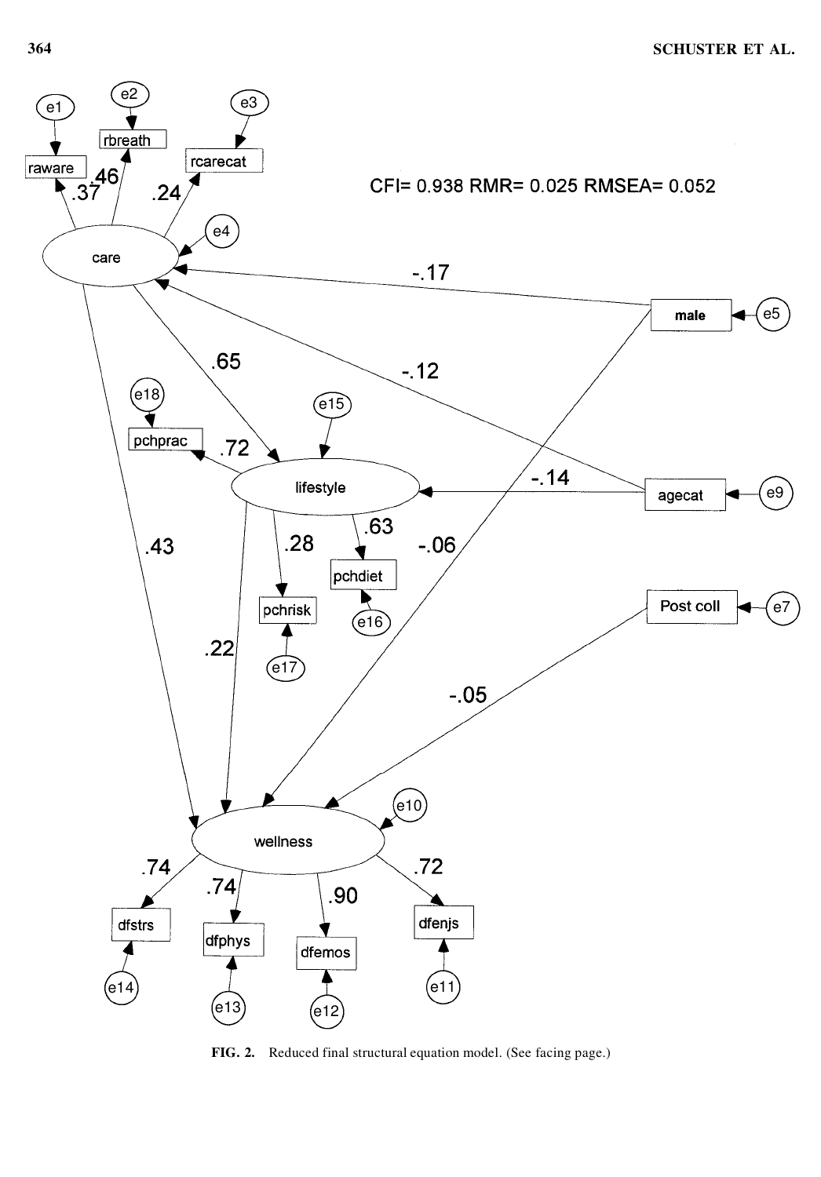**FIG. 2.** Reduced final structural equation model. (See facing page.)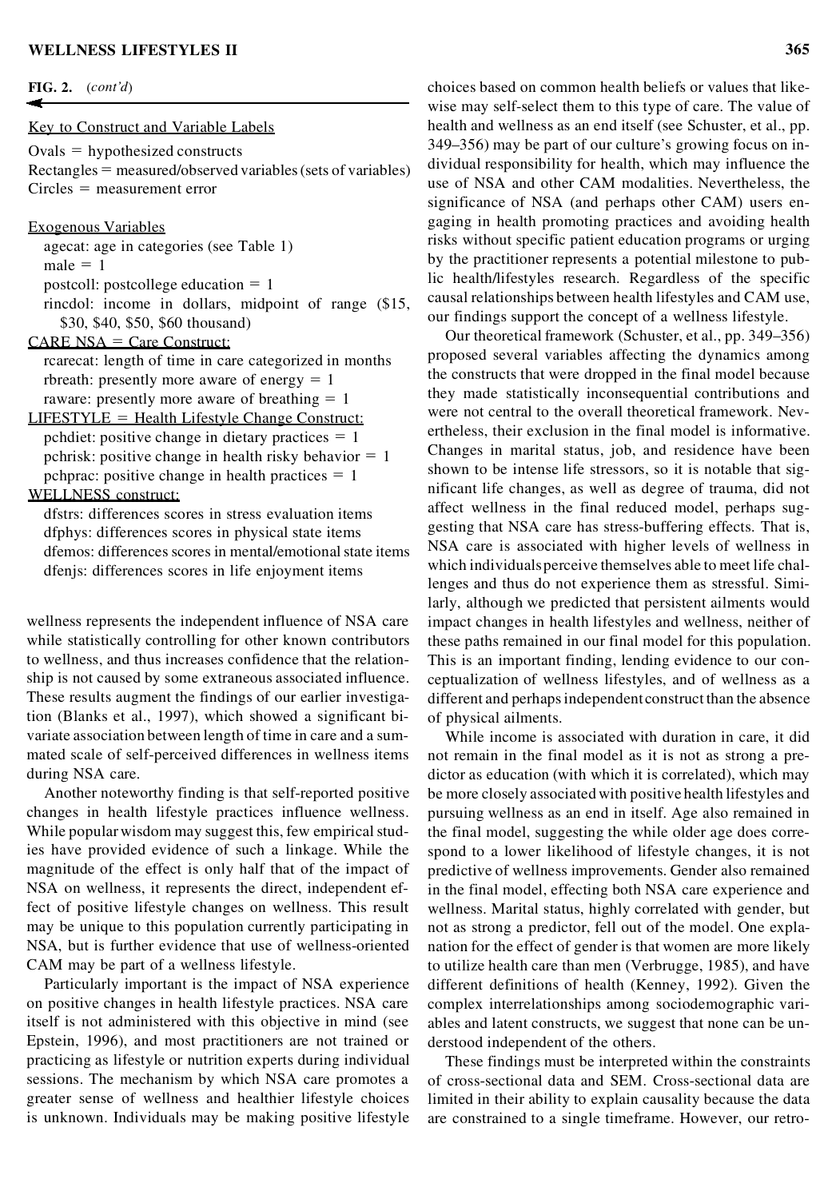**FIG. 2.** (*cont'd*)

Key to Construct and Variable Labels

Ovals = hypothesized constructs
Rectangles = measured/observed variables (sets of variables)
Circles = measurement error

Exogenous Variables

agecat: age in categories (see Table 1)
male = 1
postcoll: postcollege education = 1
rincdol: income in dollars, midpoint of range ($15, $30, $40, $50, $60 thousand)

CARE NSA = Care Construct:

rcarecat: length of time in care categorized in months
rbreath: presently more aware of energy = 1
raware: presently more aware of breathing = 1

LIFESTYLE = Health Lifestyle Change Construct:

pchdiet: positive change in dietary practices = 1
pchrisk: positive change in health risky behavior = 1
pchprac: positive change in health practices = 1

WELLNESS construct:

dfstrs: differences scores in stress evaluation items
dfphys: differences scores in physical state items
dfemos: differences scores in mental/emotional state items
dfenjs: differences scores in life enjoyment items

wellness represents the independent influence of NSA care while statistically controlling for other known contributors to wellness, and thus increases confidence that the relationship is not caused by some extraneous associated influence. These results augment the findings of our earlier investigation (Blanks et al., 1997), which showed a significant bivariate association between length of time in care and a summated scale of self-perceived differences in wellness items during NSA care.

Another noteworthy finding is that self-reported positive changes in health lifestyle practices influence wellness. While popular wisdom may suggest this, few empirical studies have provided evidence of such a linkage. While the magnitude of the effect is only half that of the impact of NSA on wellness, it represents the direct, independent effect of positive lifestyle changes on wellness. This result may be unique to this population currently participating in NSA, but is further evidence that use of wellness-oriented CAM may be part of a wellness lifestyle.

Particularly important is the impact of NSA experience on positive changes in health lifestyle practices. NSA care itself is not administered with this objective in mind (see Epstein, 1996), and most practitioners are not trained or practicing as lifestyle or nutrition experts during individual sessions. The mechanism by which NSA care promotes a greater sense of wellness and healthier lifestyle choices is unknown. Individuals may be making positive lifestyle choices based on common health beliefs or values that likewise may self-select them to this type of care. The value of health and wellness as an end itself (see Schuster, et al., pp. 349–356) may be part of our culture's growing focus on individual responsibility for health, which may influence the use of NSA and other CAM modalities. Nevertheless, the significance of NSA (and perhaps other CAM) users engaging in health promoting practices and avoiding health risks without specific patient education programs or urging by the practitioner represents a potential milestone to public health/lifestyles research. Regardless of the specific causal relationships between health lifestyles and CAM use, our findings support the concept of a wellness lifestyle.

Our theoretical framework (Schuster, et al., pp. 349–356) proposed several variables affecting the dynamics among the constructs that were dropped in the final model because they made statistically inconsequential contributions and were not central to the overall theoretical framework. Nevertheless, their exclusion in the final model is informative. Changes in marital status, job, and residence have been shown to be intense life stressors, so it is notable that significant life changes, as well as degree of trauma, did not affect wellness in the final reduced model, perhaps suggesting that NSA care has stress-buffering effects. That is, NSA care is associated with higher levels of wellness in which individuals perceive themselves able to meet life challenges and thus do not experience them as stressful. Similarly, although we predicted that persistent ailments would impact changes in health lifestyles and wellness, neither of these paths remained in our final model for this population. This is an important finding, lending evidence to our conceptualization of wellness lifestyles, and of wellness as a different and perhaps independent construct than the absence of physical ailments.

While income is associated with duration in care, it did not remain in the final model as it is not as strong a predictor as education (with which it is correlated), which may be more closely associated with positive health lifestyles and pursuing wellness as an end in itself. Age also remained in the final model, suggesting the while older age does correspond to a lower likelihood of lifestyle changes, it is not predictive of wellness improvements. Gender also remained in the final model, effecting both NSA care experience and wellness. Marital status, highly correlated with gender, but not as strong a predictor, fell out of the model. One explanation for the effect of gender is that women are more likely to utilize health care than men (Verbrugge, 1985), and have different definitions of health (Kenney, 1992). Given the complex interrelationships among sociodemographic variables and latent constructs, we suggest that none can be understood independent of the others.

These findings must be interpreted within the constraints of cross-sectional data and SEM. Cross-sectional data are limited in their ability to explain causality because the data are constrained to a single timeframe. However, our retro-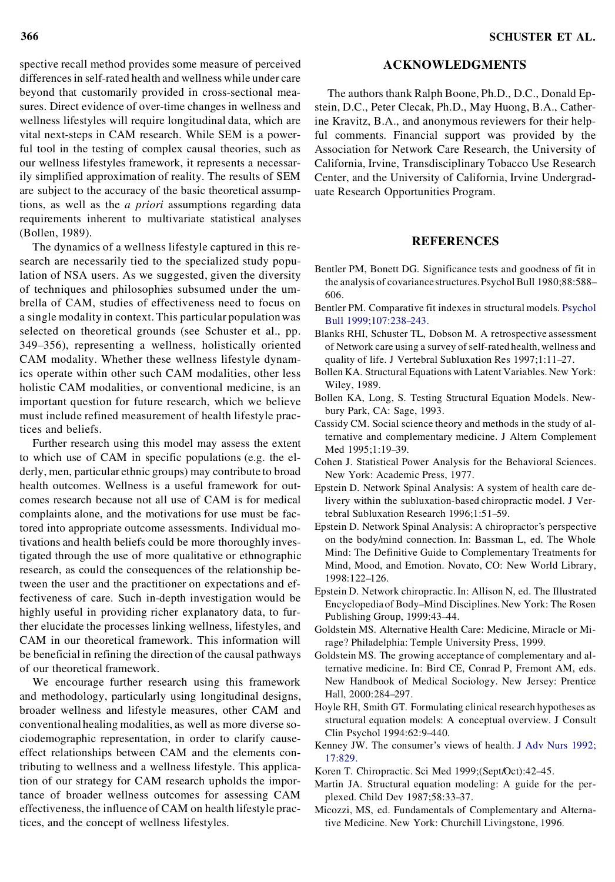spective recall method provides some measure of perceived differences in self-rated health and wellness while under care beyond that customarily provided in cross-sectional measures. Direct evidence of over-time changes in wellness and wellness lifestyles will require longitudinal data, which are vital next-steps in CAM research. While SEM is a powerful tool in the testing of complex causal theories, such as our wellness lifestyles framework, it represents a necessarily simplified approximation of reality. The results of SEM are subject to the accuracy of the basic theoretical assumptions, as well as the *a priori* assumptions regarding data requirements inherent to multivariate statistical analyses (Bollen, 1989).

The dynamics of a wellness lifestyle captured in this research are necessarily tied to the specialized study population of NSA users. As we suggested, given the diversity of techniques and philosophies subsumed under the umbrella of CAM, studies of effectiveness need to focus on a single modality in context. This particular population was selected on theoretical grounds (see Schuster et al., pp. 349–356), representing a wellness, holistically oriented CAM modality. Whether these wellness lifestyle dynamics operate within other such CAM modalities, other less holistic CAM modalities, or conventional medicine, is an important question for future research, which we believe must include refined measurement of health lifestyle practices and beliefs.

Further research using this model may assess the extent to which use of CAM in specific populations (e.g. the elderly, men, particular ethnic groups) may contribute to broad health outcomes. Wellness is a useful framework for outcomes research because not all use of CAM is for medical complaints alone, and the motivations for use must be factored into appropriate outcome assessments. Individual motivations and health beliefs could be more thoroughly investigated through the use of more qualitative or ethnographic research, as could the consequences of the relationship between the user and the practitioner on expectations and effectiveness of care. Such in-depth investigation would be highly useful in providing richer explanatory data, to further elucidate the processes linking wellness, lifestyles, and CAM in our theoretical framework. This information will be beneficial in refining the direction of the causal pathways of our theoretical framework.

We encourage further research using this framework and methodology, particularly using longitudinal designs, broader wellness and lifestyle measures, other CAM and conventional healing modalities, as well as more diverse sociodemographic representation, in order to clarify cause-effect relationships between CAM and the elements contributing to wellness and a wellness lifestyle. This application of our strategy for CAM research upholds the importance of broader wellness outcomes for assessing CAM effectiveness, the influence of CAM on health lifestyle practices, and the concept of wellness lifestyles.

## ACKNOWLEDGMENTS

The authors thank Ralph Boone, Ph.D., D.C., Donald Epstein, D.C., Peter Clecak, Ph.D., May Huong, B.A., Catherine Kravitz, B.A., and anonymous reviewers for their helpful comments. Financial support was provided by the Association for Network Care Research, the University of California, Irvine, Transdisciplinary Tobacco Use Research Center, and the University of California, Irvine Undergraduate Research Opportunities Program.

## REFERENCES

Bentler PM, Bonett DG. Significance tests and goodness of fit in the analysis of covariance structures. Psychol Bull 1980;88:588–606.

Bentler PM. Comparative fit indexes in structural models. Psychol Bull 1999;107:238–243.

Blanks RHI, Schuster TL, Dobson M. A retrospective assessment of Network care using a survey of self-rated health, wellness and quality of life. J Vertebral Subluxation Res 1997;1:11–27.

Bollen KA. Structural Equations with Latent Variables. New York: Wiley, 1989.

Bollen KA, Long, S. Testing Structural Equation Models. Newbury Park, CA: Sage, 1993.

Cassidy CM. Social science theory and methods in the study of alternative and complementary medicine. J Altern Complement Med 1995;1:19–39.

Cohen J. Statistical Power Analysis for the Behavioral Sciences. New York: Academic Press, 1977.

Epstein D. Network Spinal Analysis: A system of health care delivery within the subluxation-based chiropractic model. J Vertebral Subluxation Research 1996;1:51–59.

Epstein D. Network Spinal Analysis: A chiropractor's perspective on the body/mind connection. In: Bassman L, ed. The Whole Mind: The Definitive Guide to Complementary Treatments for Mind, Mood, and Emotion. Novato, CO: New World Library, 1998:122–126.

Epstein D. Network chiropractic. In: Allison N, ed. The Illustrated Encyclopedia of Body–Mind Disciplines. New York: The Rosen Publishing Group, 1999:43–44.

Goldstein MS. Alternative Health Care: Medicine, Miracle or Mirage? Philadelphia: Temple University Press, 1999.

Goldstein MS. The growing acceptance of complementary and alternative medicine. In: Bird CE, Conrad P, Fremont AM, eds. New Handbook of Medical Sociology. New Jersey: Prentice Hall, 2000:284–297.

Hoyle RH, Smith GT. Formulating clinical research hypotheses as structural equation models: A conceptual overview. J Consult Clin Psychol 1994:62:9–440.

Kenney JW. The consumer's views of health. J Adv Nurs 1992; 17:829.

Koren T. Chiropractic. Sci Med 1999;(Sept/Oct):42–45.

Martin JA. Structural equation modeling: A guide for the perplexed. Child Dev 1987;58:33–37.

Micozzi, MS, ed. Fundamentals of Complementary and Alternative Medicine. New York: Churchill Livingstone, 1996.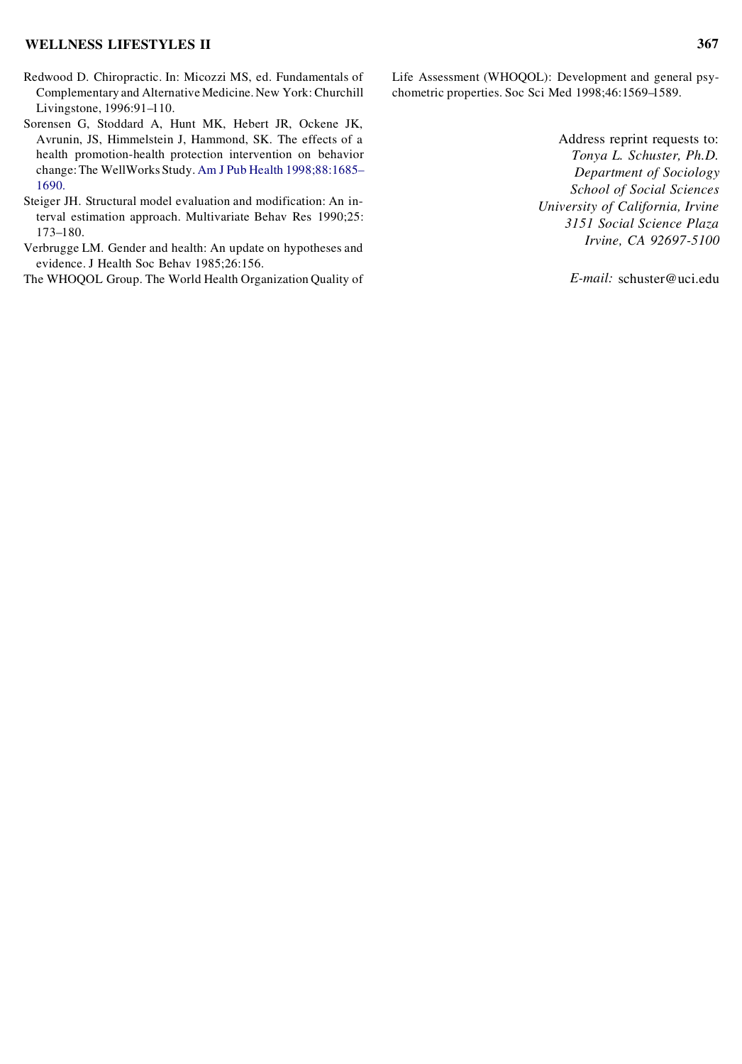Redwood D. Chiropractic. In: Micozzi MS, ed. Fundamentals of Complementary and Alternative Medicine. New York: Churchill Livingstone, 1996:91–110.

Sorensen G, Stoddard A, Hunt MK, Hebert JR, Ockene JK, Avrunin, JS, Himmelstein J, Hammond, SK. The effects of a health promotion-health protection intervention on behavior change: The WellWorks Study. Am J Pub Health 1998;88:1685–1690.

Steiger JH. Structural model evaluation and modification: An interval estimation approach. Multivariate Behav Res 1990;25: 173–180.

Verbrugge LM. Gender and health: An update on hypotheses and evidence. J Health Soc Behav 1985;26:156.

The WHOQOL Group. The World Health Organization Quality of Life Assessment (WHOQOL): Development and general psychometric properties. Soc Sci Med 1998;46:1569–1589.

Address reprint requests to:
*Tonya L. Schuster, Ph.D.*
*Department of Sociology*
*School of Social Sciences*
*University of California, Irvine*
*3151 Social Science Plaza*
*Irvine, CA 92697-5100*

*E-mail:* schuster@uci.edu